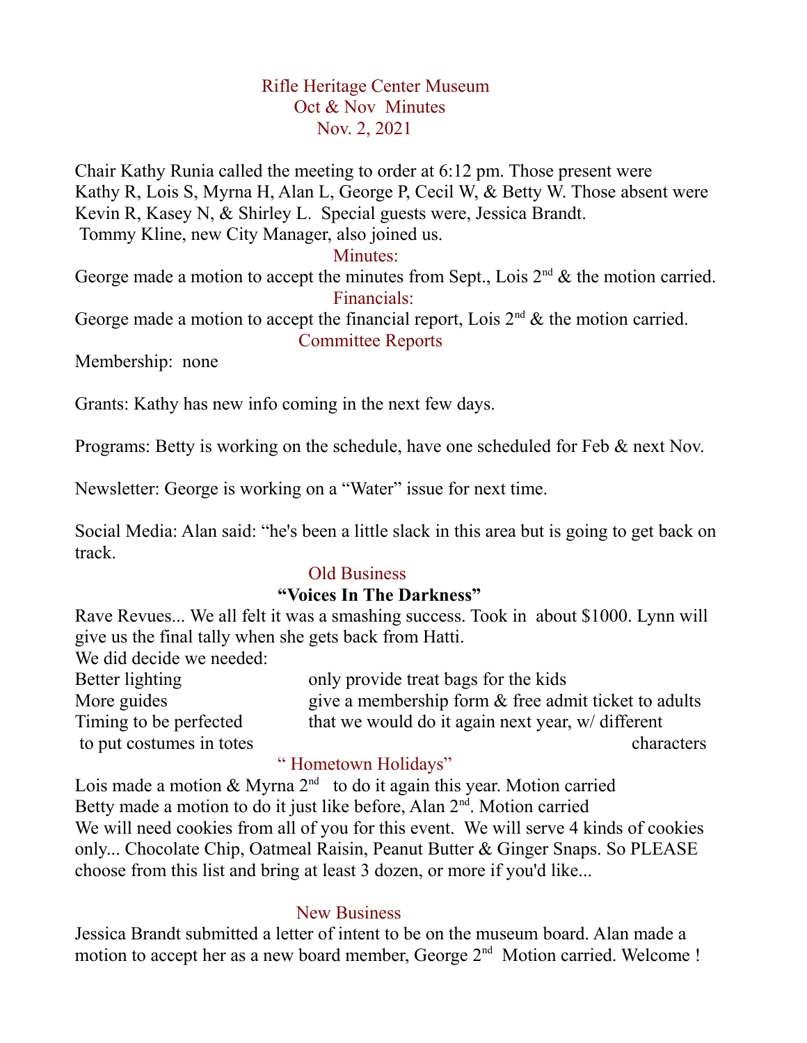# Rifle Heritage Center Museum
## Oct & Nov Minutes
### Nov. 2, 2021

Chair Kathy Runia called the meeting to order at 6:12 pm. Those present were Kathy R, Lois S, Myrna H, Alan L, George P, Cecil W, & Betty W. Those absent were Kevin R, Kasey N, & Shirley L. Special guests were, Jessica Brandt. Tommy Kline, new City Manager, also joined us.

### Minutes:

George made a motion to accept the minutes from Sept., Lois 2nd & the motion carried.

### Financials:

George made a motion to accept the financial report, Lois 2nd & the motion carried.

### Committee Reports

Membership: none

Grants: Kathy has new info coming in the next few days.

Programs: Betty is working on the schedule, have one scheduled for Feb & next Nov.

Newsletter: George is working on a "Water" issue for next time.

Social Media: Alan said: "he's been a little slack in this area but is going to get back on track.

### Old Business

**"Voices In The Darkness"**

Rave Revues... We all felt it was a smashing success. Took in about $1000. Lynn will give us the final tally when she gets back from Hatti.

We did decide we needed:

- Better lighting
- More guides
- Timing to be perfected
- to put costumes in totes
- only provide treat bags for the kids
- give a membership form & free admit ticket to adults
- that we would do it again next year, w/ different characters

### " Hometown Holidays"

Lois made a motion & Myrna 2nd to do it again this year. Motion carried

Betty made a motion to do it just like before, Alan 2nd. Motion carried

We will need cookies from all of you for this event. We will serve 4 kinds of cookies only... Chocolate Chip, Oatmeal Raisin, Peanut Butter & Ginger Snaps. So PLEASE choose from this list and bring at least 3 dozen, or more if you'd like...

### New Business

Jessica Brandt submitted a letter of intent to be on the museum board. Alan made a motion to accept her as a new board member, George 2nd Motion carried. Welcome !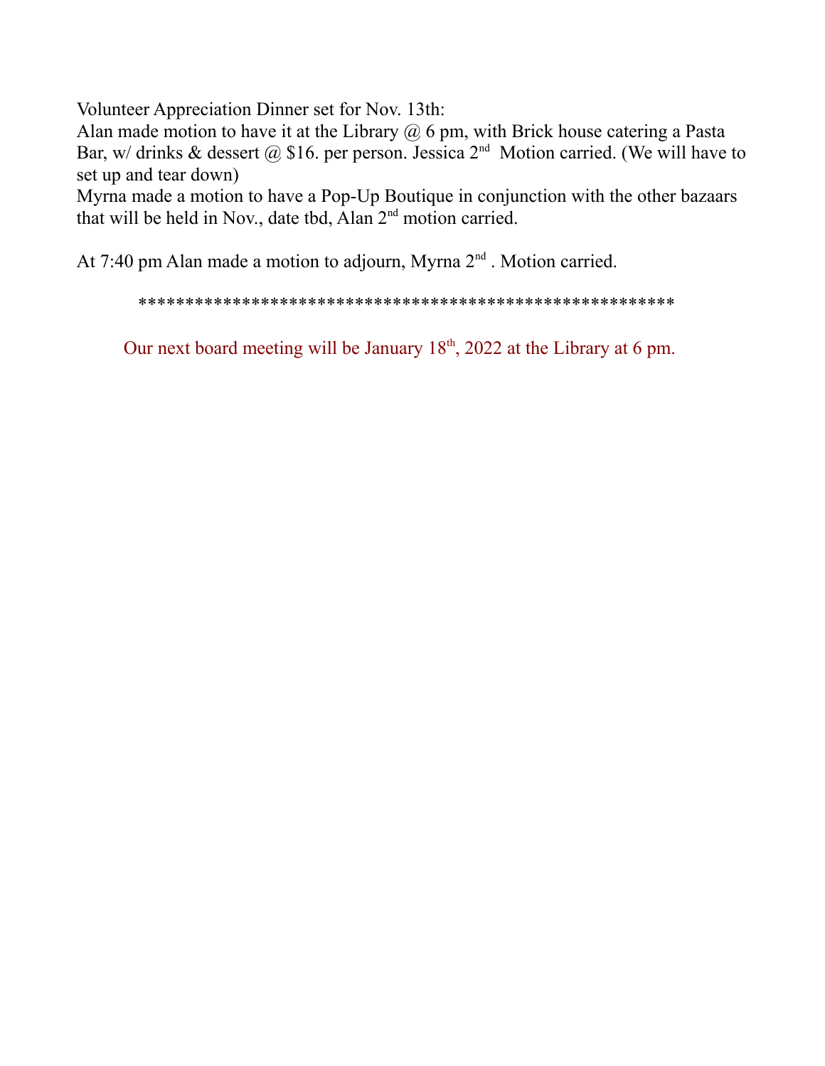Volunteer Appreciation Dinner set for Nov. 13th:
Alan made motion to have it at the Library @ 6 pm, with Brick house catering a Pasta Bar, w/ drinks & dessert @ $16. per person. Jessica 2nd Motion carried. (We will have to set up and tear down)
Myrna made a motion to have a Pop-Up Boutique in conjunction with the other bazaars that will be held in Nov., date tbd, Alan 2nd motion carried.

At 7:40 pm Alan made a motion to adjourn, Myrna 2nd . Motion carried.

*******************************************************

Our next board meeting will be January 18th, 2022 at the Library at 6 pm.